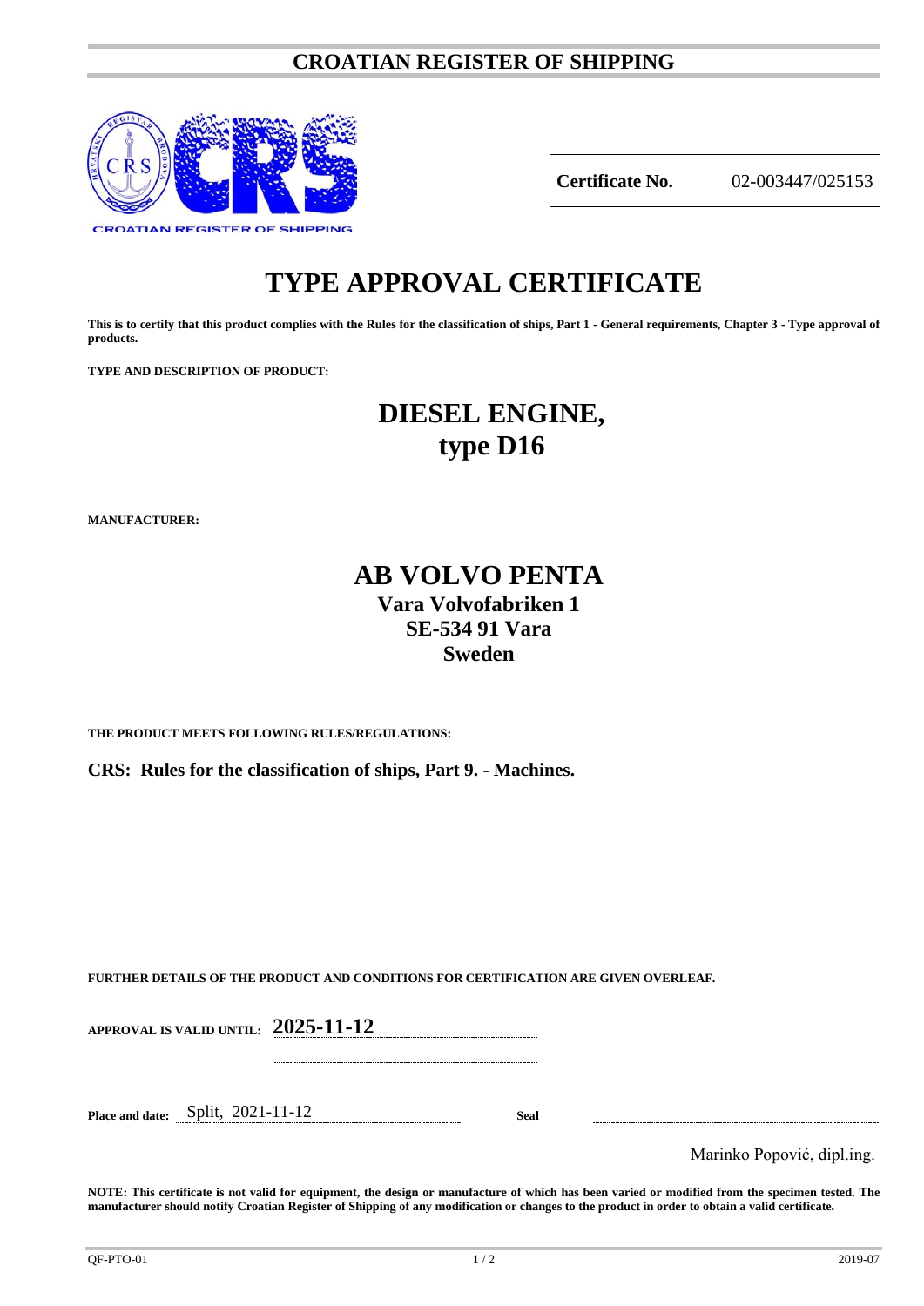# CROATIAN REGISTER OF SHIPPING

CROATIAN REGISTER OF SHIPPING

| **Certificate No.** | 02-003447/025153 |
|---|---|

# TYPE APPROVAL CERTIFICATE

**This is to certify that this product complies with the Rules for the classification of ships, Part 1 - General requirements, Chapter 3 - Type approval of products.**

**TYPE AND DESCRIPTION OF PRODUCT:**

## DIESEL ENGINE,
## type D16

**MANUFACTURER:**

## AB VOLVO PENTA
### Vara Volvofabriken 1
### SE-534 91 Vara
### Sweden

**THE PRODUCT MEETS FOLLOWING RULES/REGULATIONS:**

**CRS: Rules for the classification of ships, Part 9. - Machines.**

**FURTHER DETAILS OF THE PRODUCT AND CONDITIONS FOR CERTIFICATION ARE GIVEN OVERLEAF.**

**APPROVAL IS VALID UNTIL:** **2025-11-12**

**Place and date:** Split, 2021-11-12

**Seal**

Marinko Popović, dipl.ing.

**NOTE: This certificate is not valid for equipment, the design or manufacture of which has been varied or modified from the specimen tested. The manufacturer should notify Croatian Register of Shipping of any modification or changes to the product in order to obtain a valid certificate.**

QF-PTO-01 2019-07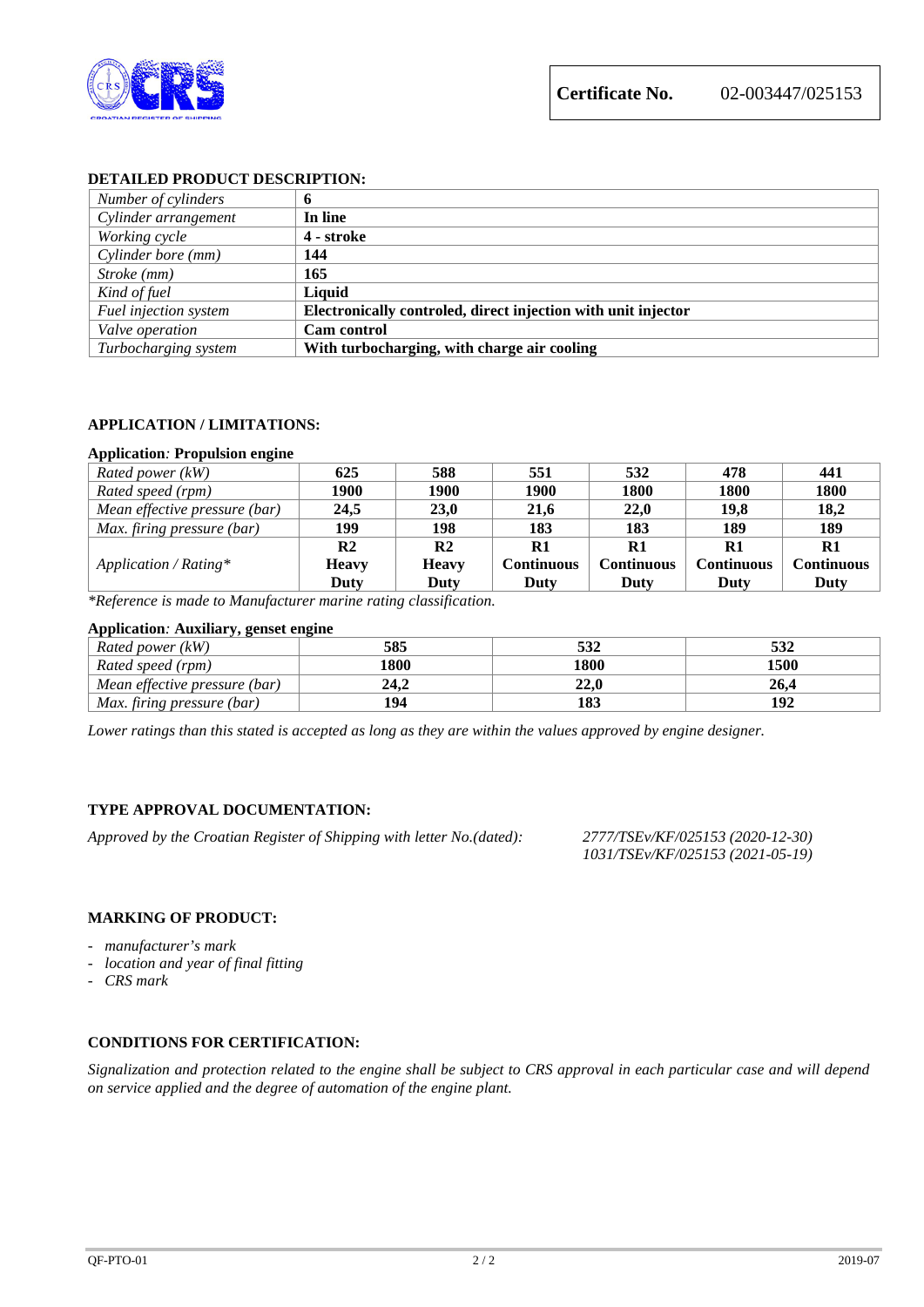Certificate No. 02-003447/025153

**DETAILED PRODUCT DESCRIPTION:**

| | |
|---|---|
| *Number of cylinders* | **6** |
| *Cylinder arrangement* | **In line** |
| *Working cycle* | **4 - stroke** |
| *Cylinder bore (mm)* | **144** |
| *Stroke (mm)* | **165** |
| *Kind of fuel* | **Liquid** |
| *Fuel injection system* | **Electronically controled, direct injection with unit injector** |
| *Valve operation* | **Cam control** |
| *Turbocharging system* | **With turbocharging, with charge air cooling** |

**APPLICATION / LIMITATIONS:**

**Application***:* **Propulsion engine**

| | | | | | | |
|---|---|---|---|---|---|---|
| *Rated power (kW)* | **625** | **588** | **551** | **532** | **478** | **441** |
| *Rated speed (rpm)* | **1900** | **1900** | **1900** | **1800** | **1800** | **1800** |
| *Mean effective pressure (bar)* | **24,5** | **23,0** | **21,6** | **22,0** | **19,8** | **18,2** |
| *Max. firing pressure (bar)* | **199** | **198** | **183** | **183** | **189** | **189** |
| *Application / Rating** | **R2 Heavy Duty** | **R2 Heavy Duty** | **R1 Continuous Duty** | **R1 Continuous Duty** | **R1 Continuous Duty** | **R1 Continuous Duty** |

**Reference is made to Manufacturer marine rating classification.*

**Application***:* **Auxiliary, genset engine**

| | | | |
|---|---|---|---|
| *Rated power (kW)* | **585** | **532** | **532** |
| *Rated speed (rpm)* | **1800** | **1800** | **1500** |
| *Mean effective pressure (bar)* | **24,2** | **22,0** | **26,4** |
| *Max. firing pressure (bar)* | **194** | **183** | **192** |

*Lower ratings than this stated is accepted as long as they are within the values approved by engine designer.*

**TYPE APPROVAL DOCUMENTATION:**

*Approved by the Croatian Register of Shipping with letter No.(dated):* *2777/TSEv/KF/025153 (2020-12-30)*
*1031/TSEv/KF/025153 (2021-05-19)*

**MARKING OF PRODUCT:**

- *manufacturer's mark*
- *location and year of final fitting*
- *CRS mark*

**CONDITIONS FOR CERTIFICATION:**

*Signalization and protection related to the engine shall be subject to CRS approval in each particular case and will depend on service applied and the degree of automation of the engine plant.*